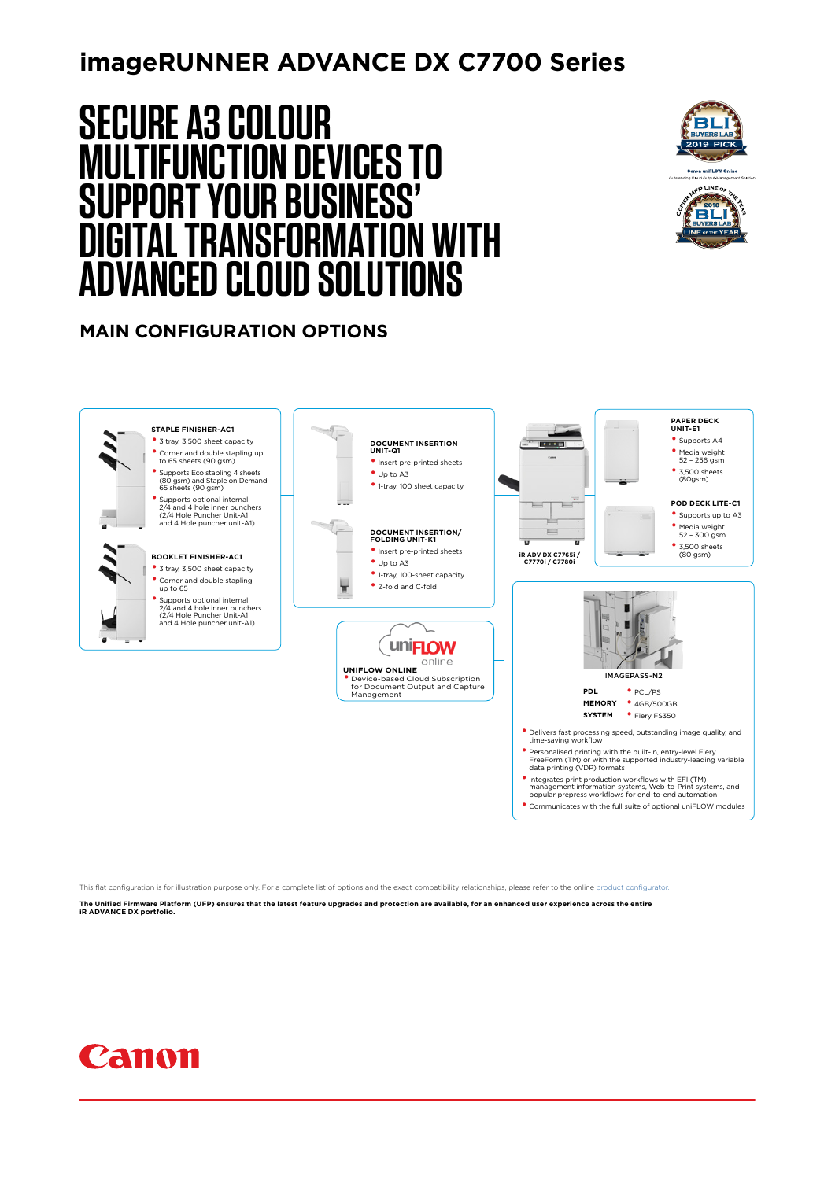# imageRUNNER ADVANCE DX C7700 Series

## SECURE A3 COLOUR MULTIFUNCTION DEVICES TO SUPPORT YOUR BUSINESS' DIGITAL TRANSFORMATION WITH ADVANCED CLOUD SOLUTIONS

BLI BUYERS LAB 2019 PICK

Canon uniFLOW Online
Outstanding Cloud Output Management Solution

COPIER MFP LINE OF THE YEAR 2018 BLI BUYERS LAB LINE OF THE YEAR

## MAIN CONFIGURATION OPTIONS

**STAPLE FINISHER-AC1**
- 3 tray, 3,500 sheet capacity
- Corner and double stapling up to 65 sheets (90 gsm)
- Supports Eco stapling 4 sheets (80 gsm) and Staple on Demand 65 sheets (90 gsm)
- Supports optional internal 2/4 and 4 hole inner punchers (2/4 Hole Puncher Unit-A1 and 4 Hole puncher unit-A1)

**BOOKLET FINISHER-AC1**
- 3 tray, 3,500 sheet capacity
- Corner and double stapling up to 65
- Supports optional internal 2/4 and 4 hole inner punchers (2/4 Hole Puncher Unit-A1 and 4 Hole puncher unit-A1)

**DOCUMENT INSERTION UNIT-Q1**
- Insert pre-printed sheets
- Up to A3
- 1-tray, 100 sheet capacity

**DOCUMENT INSERTION/ FOLDING UNIT-K1**
- Insert pre-printed sheets
- Up to A3
- 1-tray, 100-sheet capacity
- Z-fold and C-fold

**UNIFLOW ONLINE**
- Device-based Cloud Subscription for Document Output and Capture Management

**iR ADV DX C7765i / C7770i / C7780i**

**PAPER DECK UNIT-E1**
- Supports A4
- Media weight 52 – 256 gsm
- 3,500 sheets (80gsm)

**POD DECK LITE-C1**
- Supports up to A3
- Media weight 52 – 300 gsm
- 3,500 sheets (80 gsm)

**IMAGEPASS-N2**

| | |
|---|---|
| **PDL** | PCL/PS |
| **MEMORY** | 4GB/500GB |
| **SYSTEM** | Fiery FS350 |

- Delivers fast processing speed, outstanding image quality, and time-saving workflow
- Personalised printing with the built-in, entry-level Fiery FreeForm (TM) or with the supported industry-leading variable data printing (VDP) formats
- Integrates print production workflows with EFI (TM) management information systems, Web-to-Print systems, and popular prepress workflows for end-to-end automation
- Communicates with the full suite of optional uniFLOW modules

This flat configuration is for illustration purpose only. For a complete list of options and the exact compatibility relationships, please refer to the online product configurator.

**The Unified Firmware Platform (UFP) ensures that the latest feature upgrades and protection are available, for an enhanced user experience across the entire iR ADVANCE DX portfolio.**

Canon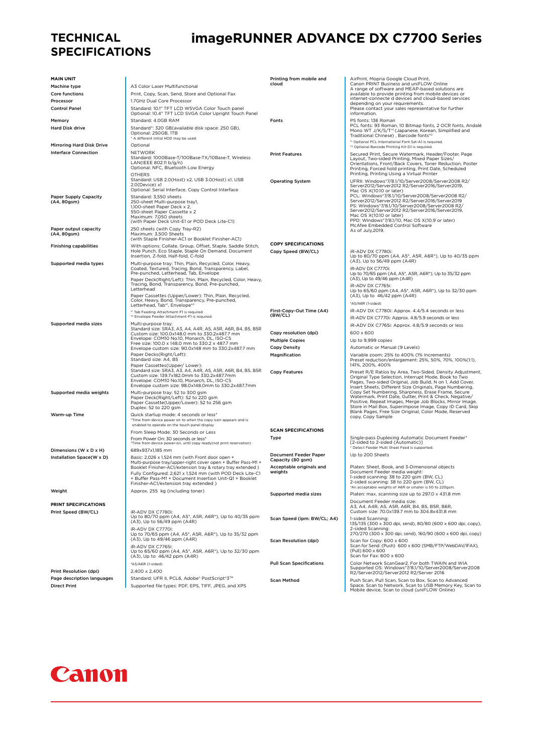# TECHNICAL SPECIFICATIONS

# imageRUNNER ADVANCE DX C7700 Series

## MAIN UNIT

| | |
|---|---|
| Machine type | A3 Color Laser Multifunctional |
| Core functions | Print, Copy, Scan, Send, Store and Optional Fax |
| Processor | 1.7GHz Dual Core Processor |
| Control Panel | Standard: 10.1" TFT LCD WSVGA Color Touch panel<br>Optional: 10.4" TFT LCD SVGA Color Upright Touch Panel |
| Memory | Standard: 4.0GB RAM |
| Hard Disk drive | Standard*: 320 GB(available disk space: 250 GB), Optional: 250GB, 1TB<br>* A different initial HDD may be used. |
| Mirroring Hard Disk Drive | Optional |
| Interface Connection | NETWORK<br>Standard: 1000Base-T/100Base-TX/10Base-T, Wireless LAN(IEEE 802.11 b/g/n)<br>Optional: NFC, Bluetooth Low Energy<br>OTHERS<br>Standard: USB 2.0(Host) x2, USB 3.0(Host) x1, USB 2.0(Device) x1<br>Optional: Serial Interface, Copy Control Interface |
| Paper Supply Capacity (A4, 80gsm) | Standard: 3,550 sheets<br>250-sheet Multi-purpose tray1,<br>1,100-sheet Paper Deck x 2,<br>550-sheet Paper Cassette x 2<br>Maximum: 7,050 sheets<br>(with Paper Deck Unit-E1 or POD Deck Lite-C1) |
| Paper output capacity (A4, 80gsm) | 250 sheets (with Copy Tray-R2)<br>Maximum: 3,500 Sheets<br>(with Staple Finisher-AC1 or Booklet Finisher-AC1) |
| Finishing capabilities | With options: Collate, Group, Offset, Staple, Saddle Stitch, Hole Punch, Eco Staple, Staple On Demand, Document Insertion, Z-fold, Half-fold, C-fold |
| Supported media types | Multi-purpose tray: Thin, Plain, Recycled, Color, Heavy, Coated, Textured, Tracing, Bond, Transparency, Label, Pre-punched, Letterhead, Tab, Envelope<br>Paper Deck(Right/Left): Thin, Plain, Recycled, Color, Heavy, Tracing, Bond, Transparency, Bond, Pre-punched, Letterhead<br>Paper Cassettes (Upper/Lower): Thin, Plain, Recycled, Color, Heavy, Bond, Transparency, Pre-punched, Letterhead, Tab*[1], Envelope*[2]<br>*[1] Tab Feeding Attachment-F1 is required<br>*[2] Envelope Feeder Attachment-F1 is required. |
| Supported media sizes | Multi-purpose tray:<br>Standard size: SRA3, A3, A4, A4R, A5, A5R, A6R, B4, B5, B5R<br>Custom size: 100.0x148.0 mm to 330.2x487.7 mm<br>Envelope: COM10 No.10, Monarch, DL, ISO-C5<br>Free size: 100.0 x 148.0 mm to 330.2 x 487.7 mm<br>Envelope custom size: 90.0x148 mm to 330.2x487.7 mm<br>Paper Decks(Right/Left):<br>Standard size: A4, B5<br>Paper Cassettes(Upper/ Lower):<br>Standard size: SRA3, A3, A4, A4R, A5, A5R, A6R, B4, B5, B5R<br>Custom size: 139.7x182.0mm to 330.2x487.7mm<br>Envelope: COM10 No.10, Monarch, DL, ISO-C5<br>Envelope custom size: 98.0x148.0mm to 330.2x487.7mm |
| Supported media weights | Multi-purpose tray: 52 to 300 gsm<br>Paper Deck(Right/Left): 52 to 220 gsm<br>Paper Cassette(Upper/Lower): 52 to 256 gsm<br>Duplex: 52 to 220 gsm |
| Warm-up Time | Quick startup mode: 4 seconds or less*<br>*Time from device power on to when the copy icon appears and is enabled to operate on the touch panel display<br>From Sleep Mode: 30 Seconds or Less<br>From Power On: 30 seconds or less*<br>*Time from device power-on, until copy ready(not print reservation) |
| Dimensions (W x D x H) | 689x937x1,185 mm |
| Installation Space(W x D) | Basic: 2,026 x 1,524 mm (with Front door open + Multi-purpose tray/upper-right cover open + Buffer Pass-M1 + Booklet Finisher-AC1/extension tray & rotary tray extended )<br>Fully Configured: 2,621 x 1,524 mm (with POD Deck Lite-C1 + Buffer Pass-M1 + Document Insertion Unit-Q1 + Booklet Finisher-AC1/extension tray extended ) |
| Weight | Approx. 255 kg (including toner) |

## PRINT SPECIFICATIONS

| | |
|---|---|
| Print Speed (BW/CL) | iR-ADV DX C7780i:<br>Up to 80/70 ppm (A4, A5*, A5R, A6R*), Up to 40/35 ppm (A3), Up to 56/49 ppm (A4R)<br>iR-ADV DX C7770i:<br>Up to 70/65 ppm (A4, A5*, A5R, A6R*), Up to 35/32 ppm (A3), Up to 49/46 ppm (A4R)<br>iR-ADV DX C7765i:<br>Up to 65/60 ppm (A4, A5*, A5R, A6R*), Up to 32/30 ppm (A3), Up to 46/42 ppm (A4R)<br>*A5/A6R (1-sided) |
| Print Resolution (dpi) | 2,400 x 2,400 |
| Page description languages | Standard: UFR II, PCL6, Adobe® PostScript®3™ |
| Direct Print | Supported file types: PDF, EPS, TIFF, JPEG, and XPS |
| Printing from mobile and cloud | AirPrint, Mopria Google Cloud Print, Canon PRINT Business and uniFLOW Online<br>A range of software and MEAP-based solutions are available to provide printing from mobile devices or internet-connecte d devices and cloud-based services depending on your requirements.<br>Please contact your sales representative for further information. |
| Fonts | PS fonts: 136 Roman<br>PCL fonts: 93 Roman, 10 Bitmap fonts, 2 OCR fonts, Andalé Mono WT J/K/S/T*[1](Japanese, Korean, Simplified and Traditional Chinese) , Barcode fonts*[2]<br>*[1] Optional PCL International Font Set-A1 is required.<br>*[2] Optional Barcode Printing Kit-D1 is required. |
| Print Features | Secured Print, Secure Watermark, Header/Footer, Page Layout, Two-sided Printing, Mixed Paper Sizes/ Orientations, Front/Back Covers, Toner Reduction, Poster Printing, Forced hold printing, Print Date, Scheduled Printing, Printing Using a Virtual Printer |
| Operating System | UFRII: Windows®7/8.1/10/Server2008/Server2008 R2/ Server2012/Server2012 R2/Server2016/Server2019, Mac OS X(10.10 or later)<br>PCL: Windows®7/8.1/10/Server2008/Server2008 R2/ Server2012/Server2012 R2/Server2016/Server2019<br>PS: Windows®7/8.1/10/Server2008/Server2008 R2/ Server2012/Server2012 R2/Server2016/Server2019, Mac OS X(10.10 or later)<br>PPD: Windows®7/8.1/10, Mac OS X(10.9 or later)<br>McAfee Embedded Control Software<br>As of July,2019. |

## COPY SPECIFICATIONS

| | |
|---|---|
| Copy Speed (BW/CL) | iR-ADV DX C7780i:<br>Up to 80/70 ppm (A4, A5*, A5R, A6R*), Up to 40/35 ppm (A3), Up to 56/49 ppm (A4R)<br>iR-ADV DX C7770i:<br>Up to 70/65 ppm (A4, A5*, A5R, A6R*), Up to 35/32 ppm (A3), Up to 49/46 ppm (A4R)<br>iR-ADV DX C7765i:<br>Up to 65/60 ppm (A4, A5*, A5R, A6R*), Up to 32/30 ppm (A3), Up to 46/42 ppm (A4R)<br>*A5/A6R (1-sided) |
| First-Copy-Out Time (A4) (BW/CL) | iR-ADV DX C7780i: Approx. 4.4/5.4 seconds or less<br>iR-ADV DX C7770i: Approx. 4.8/5.9 seconds or less<br>iR-ADV DX C7765i: Approx. 4.8/5.9 seconds or less |
| Copy resolution (dpi) | 600 x 600 |
| Multiple Copies | Up to 9,999 copies |
| Copy Density | Automatic or Manual (9 Levels) |
| Magnification | Variable zoom: 25% to 400% (1% Increments)<br>Preset reduction/enlargement: 25%, 50%, 70%, 100%(1:1), 141%, 200%, 400% |
| Copy Features | Preset R/E Ratios by Area, Two-Sided, Density Adjustment, Original Type Selection, Interrupt Mode, Book to Two Pages, Two-sided Original, Job Build, N on 1, Add Cover, Insert Sheets, Different Size Originals, Page Numbering, Copy Set Numbering, Sharpness, Erase Frame, Secure Watermark, Print Date, Gutter, Print & Check, Negative/ Positive, Repeat Images, Merge Job Blocks, Mirror Image, Store in Mail Box, Superimpose Image, Copy ID Card, Skip Blank Pages, Free Size Original, Color Mode, Reserved copy, Copy Sample |

## SCAN SPECIFICATIONS

| | |
|---|---|
| Type | Single-pass Duplexing Automatic Document Feeder*<br>[2-sided to 2-sided (Automatic)]<br>* Detect Feeder Multi Sheet Feed is supported. |
| Document Feeder Paper Capacity (80 gsm) | Up to 200 Sheets |
| Acceptable originals and weights | Platen: Sheet, Book, and 3-Dimensional objects<br>Document Feeder media weight:<br>1-sided scanning: 38 to 220 gsm (BW, CL)<br>2-sided scanning: 38 to 220 gsm (BW, CL)<br>*An acceptable weights of A6R or smaller is 50 to 220gsm. |
| Supported media sizes | Platen: max. scanning size up to 297.0 x 431.8 mm<br>Document Feeder media size:<br>A3, A4, A4R, A5, A5R, A6R, B4, B5, B5R, B6R,<br>Custom size: 70.0x139.7 mm to 304.8x431.8 mm |
| Scan Speed (ipm: BW/CL; A4) | 1-sided Scanning:<br>135/135 (300 x 300 dpi, send), 80/80 (600 x 600 dpi, copy),<br>2-sided Scanning:<br>270/270 (300 x 300 dpi, send), 160/90 (600 x 600 dpi, copy) |
| Scan Resolution (dpi) | Scan for Copy: 600 x 600<br>Scan for Send: (Push) 600 x 600 (SMB/FTP/WebDAV/IFAX), (Pull) 600 x 600<br>Scan for Fax: 600 x 600 |
| Pull Scan Specifications | Color Network ScanGear2. For both TWAIN and WIA Supported OS: Windows®7/8.1/10/Server2008/Server2008 R2/Server2012/Server2012 R2/Server 2016 |
| Scan Method | Push Scan, Pull Scan, Scan to Box, Scan to Advanced Space, Scan to Network, Scan to USB Memory Key, Scan to Mobile device, Scan to cloud (uniFLOW Online) |

Canon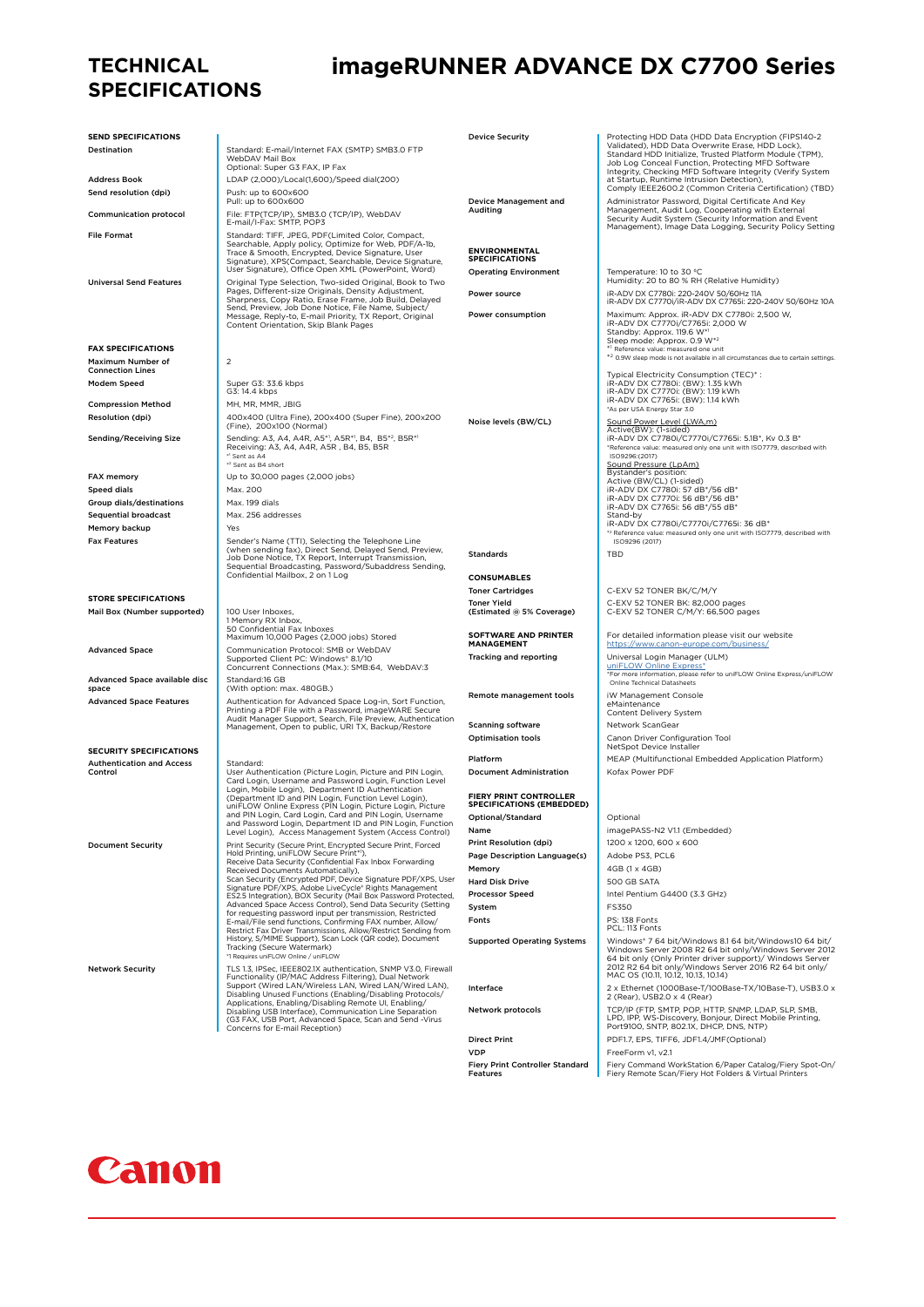# TECHNICAL SPECIFICATIONS

# imageRUNNER ADVANCE DX C7700 Series

## SEND SPECIFICATIONS

| | |
|---|---|
| Destination | Standard: E-mail/Internet FAX (SMTP) SMB3.0 FTP WebDAV Mail Box<br>Optional: Super G3 FAX, IP Fax |
| Address Book | LDAP (2,000)/Local(1,600)/Speed dial(200) |
| Send resolution (dpi) | Push: up to 600x600<br>Pull: up to 600x600 |
| Communication protocol | File: FTP(TCP/IP), SMB3.0 (TCP/IP), WebDAV<br>E-mail/I-Fax: SMTP, POP3 |
| File Format | Standard: TIFF, JPEG, PDF(Limited Color, Compact, Searchable, Apply policy, Optimize for Web, PDF/A-1b, Trace & Smooth, Encrypted, Device Signature, User Signature), XPS(Compact, Searchable, Device Signature, User Signature), Office Open XML (PowerPoint, Word) |
| Universal Send Features | Original Type Selection, Two-sided Original, Book to Two Pages, Different-size Originals, Density Adjustment, Sharpness, Copy Ratio, Erase Frame, Job Build, Delayed Send, Preview, Job Done Notice, File Name, Subject/Message, Reply-to, E-mail Priority, TX Report, Original Content Orientation, Skip Blank Pages |

## FAX SPECIFICATIONS

| | |
|---|---|
| Maximum Number of Connection Lines | 2 |
| Modem Speed | Super G3: 33.6 kbps<br>G3: 14.4 kbps |
| Compression Method | MH, MR, MMR, JBIG |
| Resolution (dpi) | 400x400 (Ultra Fine), 200x400 (Super Fine), 200x200 (Fine), 200x100 (Normal) |
| Sending/Receiving Size | Sending: A3, A4, A4R, A5*1, A5R*1, B4, B5*2, B5R*1<br>Receiving: A3, A4, A4R, A5R , B4, B5, B5R<br>*1 Sent as A4<br>*2 Sent as B4 short |
| FAX memory | Up to 30,000 pages (2,000 jobs) |
| Speed dials | Max. 200 |
| Group dials/destinations | Max. 199 dials |
| Sequential broadcast | Max. 256 addresses |
| Memory backup | Yes |
| Fax Features | Sender's Name (TTI), Selecting the Telephone Line (when sending fax), Direct Send, Delayed Send, Preview, Job Done Notice, TX Report, Interrupt Transmission, Sequential Broadcasting, Password/Subaddress Sending, Confidential Mailbox, 2 on 1 Log |

## STORE SPECIFICATIONS

| | |
|---|---|
| Mail Box (Number supported) | 100 User Inboxes,<br>1 Memory RX Inbox,<br>50 Confidential Fax Inboxes<br>Maximum 10,000 Pages (2,000 jobs) Stored |
| Advanced Space | Communication Protocol: SMB or WebDAV<br>Supported Client PC: Windows® 8.1/10<br>Concurrent Connections (Max.): SMB:64, WebDAV:3 |
| Advanced Space available disc space | Standard:16 GB<br>(With option: max. 480GB.) |
| Advanced Space Features | Authentication for Advanced Space Log-in, Sort Function, Printing a PDF File with a Password, imageWARE Secure Audit Manager Support, Search, File Preview, Authentication Management, Open to public, URI TX, Backup/Restore |

## SECURITY SPECIFICATIONS

| | |
|---|---|
| Authentication and Access Control | Standard:<br>User Authentication (Picture Login, Picture and PIN Login, Card Login, Username and Password Login, Function Level Login, Mobile Login), Department ID Authentication (Department ID and PIN Login, Function Level Login), uniFLOW Online Express (PIN Login, Picture Login, Picture and PIN Login, Card Login, Card and PIN Login, Username and Password Login, Department ID and PIN Login, Function Level Login), Access Management System (Access Control) |
| Document Security | Print Security (Secure Print, Encrypted Secure Print, Forced Hold Printing, uniFLOW Secure Print*1),<br>Receive Data Security (Confidential Fax Inbox Forwarding Received Documents Automatically),<br>Scan Security (Encrypted PDF, Device Signature PDF/XPS, User Signature PDF/XPS, Adobe LiveCycle® Rights Management ES2.5 Integration), BOX Security (Mail Box Password Protected, Advanced Space Access Control), Send Data Security (Setting for requesting password input per transmission, Restricted E-mail/File send functions, Confirming FAX number, Allow/Restrict Fax Driver Transmissions, Allow/Restrict Sending from History, S/MIME Support), Scan Lock (QR code), Document Tracking (Secure Watermark)<br>*1 Requires uniFLOW Online / uniFLOW |
| Network Security | TLS 1.3, IPSec, IEEE802.1X authentication, SNMP V3.0, Firewall Functionality (IP/MAC Address Filtering), Dual Network Support (Wired LAN/Wireless LAN, Wired LAN/Wired LAN), Disabling Unused Functions (Enabling/Disabling Protocols/Applications, Enabling/Disabling Remote UI, Enabling/Disabling USB Interface), Communication Line Separation (G3 FAX, USB Port, Advanced Space, Scan and Send -Virus Concerns for E-mail Reception) |
| Device Security | Protecting HDD Data (HDD Data Encryption (FIPS140-2 Validated), HDD Data Overwrite Erase, HDD Lock), Standard HDD Initialize, Trusted Platform Module (TPM), Job Log Conceal Function, Protecting MFD Software Integrity, Checking MFD Software Integrity (Verify System at Startup, Runtime Intrusion Detection),<br>Comply IEEE2600.2 (Common Criteria Certification) (TBD) |
| Device Management and Auditing | Administrator Password, Digital Certificate And Key Management, Audit Log, Cooperating with External Security Audit System (Security Information and Event Management), Image Data Logging, Security Policy Setting |

## ENVIRONMENTAL SPECIFICATIONS

| | |
|---|---|
| Operating Environment | Temperature: 10 to 30 °C<br>Humidity: 20 to 80 % RH (Relative Humidity) |
| Power source | iR-ADV DX C7780i: 220-240V 50/60Hz 11A<br>iR-ADV DX C7770i/iR-ADV DX C7765i: 220-240V 50/60Hz 10A |
| Power consumption | Maximum: Approx. iR-ADV DX C7780i: 2,500 W, iR-ADV DX C7770i/C7765i: 2,000 W<br>Standby: Approx. 119.6 W*1<br>Sleep mode: Approx. 0.9 W*2<br>*1 Reference value: measured one unit<br>*2 0.9W sleep mode is not available in all circumstances due to certain settings.<br><br>Typical Electricity Consumption (TEC)* :<br>iR-ADV DX C7780i: (BW): 1.35 kWh<br>iR-ADV DX C7770i: (BW): 1.19 kWh<br>iR-ADV DX C7765i: (BW): 1.14 kWh<br>*As per USA Energy Star 3.0 |
| Noise levels (BW/CL) | Sound Power Level (LWA,m)<br>Active(BW): (1-sided)<br>iR-ADV DX C7780i/C7770i/C7765i: 5.1B*, Kv 0.3 B*<br>*Reference value: measured only one unit with ISO7779, described with ISO9296:(2017)<br>Sound Pressure (LpAm)<br>Bystander's position:<br>Active (BW/CL) (1-sided)<br>iR-ADV DX C7780i: 57 dB*/56 dB*<br>iR-ADV DX C7770i: 56 dB*/56 dB*<br>iR-ADV DX C7765i: 56 dB*/55 dB*<br>Stand-by<br>iR-ADV DX C7780i/C7770i/C7765i: 36 dB*<br>* Reference value: measured only one unit with ISO7779, described with ISO9296 (2017) |
| Standards | TBD |

## CONSUMABLES

| | |
|---|---|
| Toner Cartridges | C-EXV 52 TONER BK/C/M/Y |
| Toner Yield (Estimated @ 5% Coverage) | C-EXV 52 TONER BK: 82,000 pages<br>C-EXV 52 TONER C/M/Y: 66,500 pages |

## SOFTWARE AND PRINTER MANAGEMENT

| | |
|---|---|
| | For detailed information please visit our website https://www.canon-europe.com/business/ |
| Tracking and reporting | Universal Login Manager (ULM)<br>uniFLOW Online Express*<br>*For more information, please refer to uniFLOW Online Express/uniFLOW Online Technical Datasheets |
| Remote management tools | iW Management Console<br>eMaintenance<br>Content Delivery System |
| Scanning software | Network ScanGear |
| Optimisation tools | Canon Driver Configuration Tool<br>NetSpot Device Installer |
| Platform | MEAP (Multifunctional Embedded Application Platform) |
| Document Administration | Kofax Power PDF |

## FIERY PRINT CONTROLLER SPECIFICATIONS (EMBEDDED)

| | |
|---|---|
| Optional/Standard | Optional |
| Name | imagePASS-N2 V1.1 (Embedded) |
| Print Resolution (dpi) | 1200 x 1200, 600 x 600 |
| Page Description Language(s) | Adobe PS3, PCL6 |
| Memory | 4GB (1 x 4GB) |
| Hard Disk Drive | 500 GB SATA |
| Processor Speed | Intel Pentium G4400 (3.3 GHz) |
| System | FS350 |
| Fonts | PS: 138 Fonts<br>PCL: 113 Fonts |
| Supported Operating Systems | Windows® 7 64 bit/Windows 8.1 64 bit/Windows10 64 bit/Windows Server 2008 R2 64 bit only/Windows Server 2012 64 bit only (Only Printer driver support)/ Windows Server 2012 R2 64 bit only/Windows Server 2016 R2 64 bit only/MAC OS (10.11, 10.12, 10.13, 10.14) |
| Interface | 2 x Ethernet (1000Base-T/100Base-TX/10Base-T), USB3.0 x 2 (Rear), USB2.0 x 4 (Rear) |
| Network protocols | TCP/IP (FTP, SMTP, POP, HTTP, SNMP, LDAP, SLP, SMB, LPD, IPP, WS-Discovery, Bonjour, Direct Mobile Printing, Port9100, SNTP, 802.1X, DHCP, DNS, NTP) |
| Direct Print | PDF1.7, EPS, TIFF6, JDF1.4/JMF(Optional) |
| VDP | FreeForm v1, v2.1 |
| Fiery Print Controller Standard Features | Fiery Command WorkStation 6/Paper Catalog/Fiery Spot-On/ Fiery Remote Scan/Fiery Hot Folders & Virtual Printers |

Canon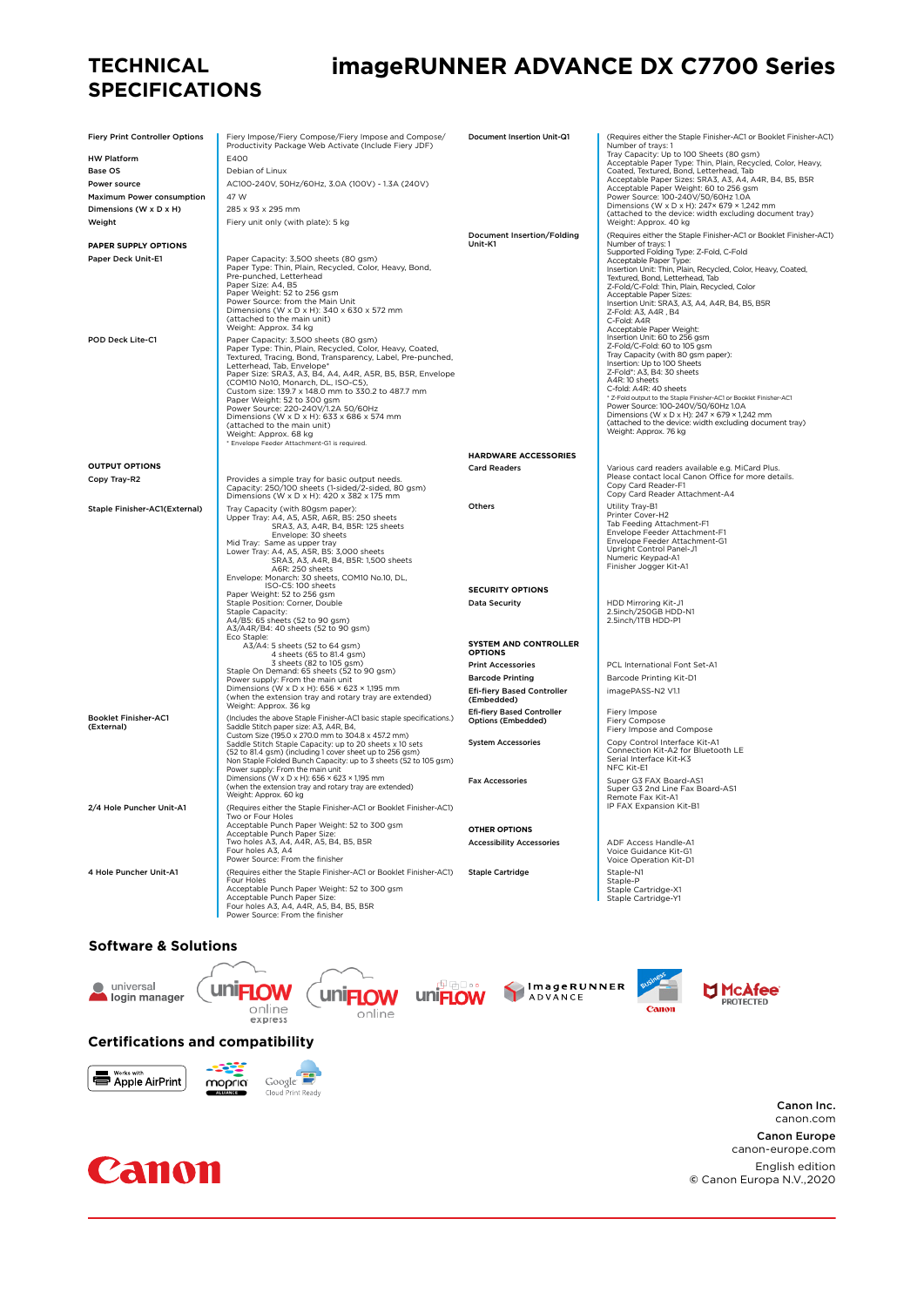# TECHNICAL SPECIFICATIONS

# imageRUNNER ADVANCE DX C7700 Series

| | |
|---|---|
| **Fiery Print Controller Options** | Fiery Impose/Fiery Compose/Fiery Impose and Compose/ Productivity Package Web Activate (Include Fiery JDF) |
| **HW Platform** | E400 |
| **Base OS** | Debian of Linux |
| **Power source** | AC100-240V, 50Hz/60Hz, 3.0A (100V) - 1.3A (240V) |
| **Maximum Power consumption** | 47 W |
| **Dimensions (W x D x H)** | 285 x 93 x 295 mm |
| **Weight** | Fiery unit only (with plate): 5 kg |

**PAPER SUPPLY OPTIONS**

| | |
|---|---|
| **Paper Deck Unit-E1** | Paper Capacity: 3,500 sheets (80 gsm)<br>Paper Type: Thin, Plain, Recycled, Color, Heavy, Bond, Pre-punched, Letterhead<br>Paper Size: A4, B5<br>Paper Weight: 52 to 256 gsm<br>Power Source: from the Main Unit<br>Dimensions (W x D x H): 340 x 630 x 572 mm (attached to the main unit)<br>Weight: Approx. 34 kg |
| **POD Deck Lite-C1** | Paper Capacity: 3,500 sheets (80 gsm)<br>Paper Type: Thin, Plain, Recycled, Color, Heavy, Coated, Textured, Tracing, Bond, Transparency, Label, Pre-punched, Letterhead, Tab, Envelope*<br>Paper Size: SRA3, A3, B4, A4, A4R, A5R, B5, B5R, Envelope (COM10 No10, Monarch, DL, ISO-C5),<br>Custom size: 139.7 x 148.0 mm to 330.2 to 487.7 mm<br>Paper Weight: 52 to 300 gsm<br>Power Source: 220-240V/1.2A 50/60Hz<br>Dimensions (W x D x H): 633 x 686 x 574 mm (attached to the main unit)<br>Weight: Approx. 68 kg<br>* Envelope Feeder Attachment-G1 is required. |

**OUTPUT OPTIONS**

| | |
|---|---|
| **Copy Tray-R2** | Provides a simple tray for basic output needs.<br>Capacity: 250/100 sheets (1-sided/2-sided, 80 gsm)<br>Dimensions (W x D x H): 420 x 382 x 175 mm |
| **Staple Finisher-AC1(External)** | Tray Capacity (with 80gsm paper):<br>Upper Tray: A4, A5, A5R, A6R, B5: 250 sheets<br>SRA3, A3, A4R, B4, B5R: 125 sheets<br>Envelope: 30 sheets<br>Mid Tray: Same as upper tray<br>Lower Tray: A4, A5, A5R, B5: 3,000 sheets<br>SRA3, A3, A4R, B4, B5R: 1,500 sheets<br>A6R: 250 sheets<br>Envelope: Monarch: 30 sheets, COM10 No.10, DL, ISO-C5: 100 sheets<br>Paper Weight: 52 to 256 gsm<br>Staple Position: Corner, Double<br>Staple Capacity:<br>A4/B5: 65 sheets (52 to 90 gsm)<br>A3/A4R/B4: 40 sheets (52 to 90 gsm)<br>Eco Staple:<br>A3/A4: 5 sheets (52 to 64 gsm)<br>4 sheets (65 to 81.4 gsm)<br>3 sheets (82 to 105 gsm)<br>Staple On Demand: 65 sheets (52 to 90 gsm)<br>Power supply: From the main unit<br>Dimensions (W x D x H): 656 × 623 × 1,195 mm (when the extension tray and rotary tray are extended)<br>Weight: Approx. 36 kg |
| **Booklet Finisher-AC1 (External)** | (Includes the above Staple Finisher-AC1 basic staple specifications.)<br>Saddle Stitch paper size: A3, A4R, B4,<br>Custom Size (195.0 x 270.0 mm to 304.8 x 457.2 mm)<br>Saddle Stitch Staple Capacity: up to 20 sheets × 10 sets (52 to 81.4 gsm) (including 1 cover sheet up to 256 gsm)<br>Non Staple Folded Bunch Capacity: up to 3 sheets (52 to 105 gsm)<br>Power supply: From the main unit<br>Dimensions (W x D x H): 656 × 623 × 1,195 mm (when the extension tray and rotary tray are extended)<br>Weight: Approx. 60 kg |
| **2/4 Hole Puncher Unit-A1** | (Requires either the Staple Finisher-AC1 or Booklet Finisher-AC1)<br>Two or Four Holes<br>Acceptable Punch Paper Weight: 52 to 300 gsm<br>Acceptable Punch Paper Size:<br>Two holes A3, A4, A4R, A5, B4, B5, B5R<br>Four holes A3, A4<br>Power Source: From the finisher |
| **4 Hole Puncher Unit-A1** | (Requires either the Staple Finisher-AC1 or Booklet Finisher-AC1)<br>Four Holes<br>Acceptable Punch Paper Weight: 52 to 300 gsm<br>Acceptable Punch Paper Size:<br>Four holes A3, A4, A4R, A5, B4, B5, B5R<br>Power Source: From the finisher |
| **Document Insertion Unit-Q1** | (Requires either the Staple Finisher-AC1 or Booklet Finisher-AC1)<br>Number of trays: 1<br>Tray Capacity: Up to 100 Sheets (80 gsm)<br>Acceptable Paper Type: Thin, Plain, Recycled, Color, Heavy, Coated, Textured, Bond, Letterhead, Tab<br>Acceptable Paper Sizes: SRA3, A3, A4, A4R, B4, B5, B5R<br>Acceptable Paper Weight: 60 to 256 gsm<br>Power Source: 100-240V/50/60Hz 1.0A<br>Dimensions (W x D x H): 247× 679 × 1,242 mm (attached to the device: width excluding document tray)<br>Weight: Approx. 40 kg |
| **Document Insertion/Folding Unit-K1** | (Requires either the Staple Finisher-AC1 or Booklet Finisher-AC1)<br>Number of trays: 1<br>Supported Folding Type: Z-Fold, C-Fold<br>Acceptable Paper Type:<br>Insertion Unit: Thin, Plain, Recycled, Color, Heavy, Coated, Textured, Bond, Letterhead, Tab<br>Z-Fold/C-Fold: Thin, Plain, Recycled, Color<br>Acceptable Paper Sizes:<br>Insertion Unit: SRA3, A3, A4, A4R, B4, B5, B5R<br>Z-Fold: A3, A4R , B4<br>C-Fold: A4R<br>Acceptable Paper Weight:<br>Insertion Unit: 60 to 256 gsm<br>Z-Fold/C-Fold: 60 to 105 gsm<br>Tray Capacity (with 80 gsm paper):<br>Insertion: Up to 100 Sheets<br>Z-Fold*: A3, B4: 30 sheets<br>A4R: 10 sheets<br>C-fold: A4R: 40 sheets<br>* Z-Fold output to the Staple Finisher-AC1 or Booklet Finisher-AC1<br>Power Source: 100-240V/50/60Hz 1.0A<br>Dimensions (W x D x H): 247 x 679 x 1,242 mm (attached to the device: width excluding document tray)<br>Weight: Approx. 76 kg |

**HARDWARE ACCESSORIES**

| | |
|---|---|
| **Card Readers** | Various card readers available e.g. MiCard Plus. Please contact local Canon Office for more details.<br>Copy Card Reader-F1<br>Copy Card Reader Attachment-A4 |
| **Others** | Utility Tray-B1<br>Printer Cover-H2<br>Tab Feeding Attachment-F1<br>Envelope Feeder Attachment-F1<br>Envelope Feeder Attachment-G1<br>Upright Control Panel-J1<br>Numeric Keypad-A1<br>Finisher Jogger Kit-A1 |

**SECURITY OPTIONS**

| | |
|---|---|
| **Data Security** | HDD Mirroring Kit-J1<br>2.5inch/250GB HDD-N1<br>2.5inch/1TB HDD-P1 |

**SYSTEM AND CONTROLLER OPTIONS**

| | |
|---|---|
| **Print Accessories** | PCL International Font Set-A1 |
| **Barcode Printing** | Barcode Printing Kit-D1 |
| **Efi-fiery Based Controller (Embedded)** | imagePASS-N2 V1.1 |
| **Efi-fiery Based Controller Options (Embedded)** | Fiery Impose<br>Fiery Compose<br>Fiery Impose and Compose |
| **System Accessories** | Copy Control Interface Kit-A1<br>Connection Kit-A2 for Bluetooth LE<br>Serial Interface Kit-K3<br>NFC Kit-E1 |
| **Fax Accessories** | Super G3 FAX Board-AS1<br>Super G3 2nd Line Fax Board-AS1<br>Remote Fax Kit-A1<br>IP FAX Expansion Kit-B1 |

**OTHER OPTIONS**

| | |
|---|---|
| **Accessibility Accessories** | ADF Access Handle-A1<br>Voice Guidance Kit-G1<br>Voice Operation Kit-D1 |
| **Staple Cartridge** | Staple-N1<br>Staple-P<br>Staple Cartridge-X1<br>Staple Cartridge-Y1 |

## Software & Solutions

universal login manager

uniFLOW online express

uniFLOW online

uniFLOW

imageRUNNER ADVANCE

McAfee PROTECTED

## Certifications and compatibility

Works with Apple AirPrint

mopria ALLIANCE

Google Cloud Print Ready

Canon Inc.
canon.com

Canon Europe
canon-europe.com

English edition
© Canon Europa N.V.,2020